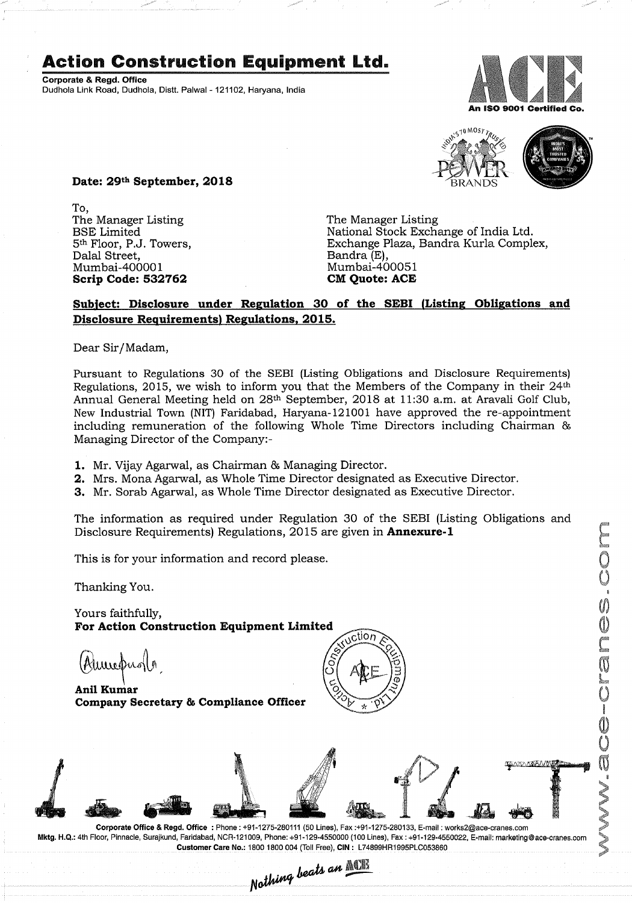# Action Construction Equipment Ltd.

**Corporate & Regd. Office**
Dudhola Link Road, Dudhola, Distt. Palwal - 121102, Haryana, India

An ISO 9001 Certified Co.

**Date: 29th September, 2018**

To,
The Manager Listing
BSE Limited
5th Floor, P.J. Towers,
Dalal Street,
Mumbai-400001
**Scrip Code: 532762**

The Manager Listing
National Stock Exchange of India Ltd.
Exchange Plaza, Bandra Kurla Complex,
Bandra (E),
Mumbai-400051
**CM Quote: ACE**

**Subject: Disclosure under Regulation 30 of the SEBI (Listing Obligations and Disclosure Requirements) Regulations, 2015.**

Dear Sir/Madam,

Pursuant to Regulations 30 of the SEBI (Listing Obligations and Disclosure Requirements) Regulations, 2015, we wish to inform you that the Members of the Company in their 24th Annual General Meeting held on 28th September, 2018 at 11:30 a.m. at Aravali Golf Club, New Industrial Town (NIT) Faridabad, Haryana-121001 have approved the re-appointment including remuneration of the following Whole Time Directors including Chairman & Managing Director of the Company:-

1. Mr. Vijay Agarwal, as Chairman & Managing Director.
2. Mrs. Mona Agarwal, as Whole Time Director designated as Executive Director.
3. Mr. Sorab Agarwal, as Whole Time Director designated as Executive Director.

The information as required under Regulation 30 of the SEBI (Listing Obligations and Disclosure Requirements) Regulations, 2015 are given in **Annexure-1**

This is for your information and record please.

Thanking You.

Yours faithfully,
**For Action Construction Equipment Limited**

**Anil Kumar**
**Company Secretary & Compliance Officer**

**Corporate Office & Regd. Office** : Phone : +91-1275-280111 (50 Lines), Fax :+91-1275-280133, E-mail : works2@ace-cranes.com
**Mktg. H.Q.:** 4th Floor, Pinnacle, Surajkund, Faridabad, NCR-121009, Phone: +91-129-4550000 (100 Lines), Fax : +91-129-4550022, E-mail: marketing@ace-cranes.com
**Customer Care No.:** 1800 1800 004 (Toll Free), **CIN :** L74899HR1995PLC053860

www.ace-cranes.com

*Nothing beats an ACE*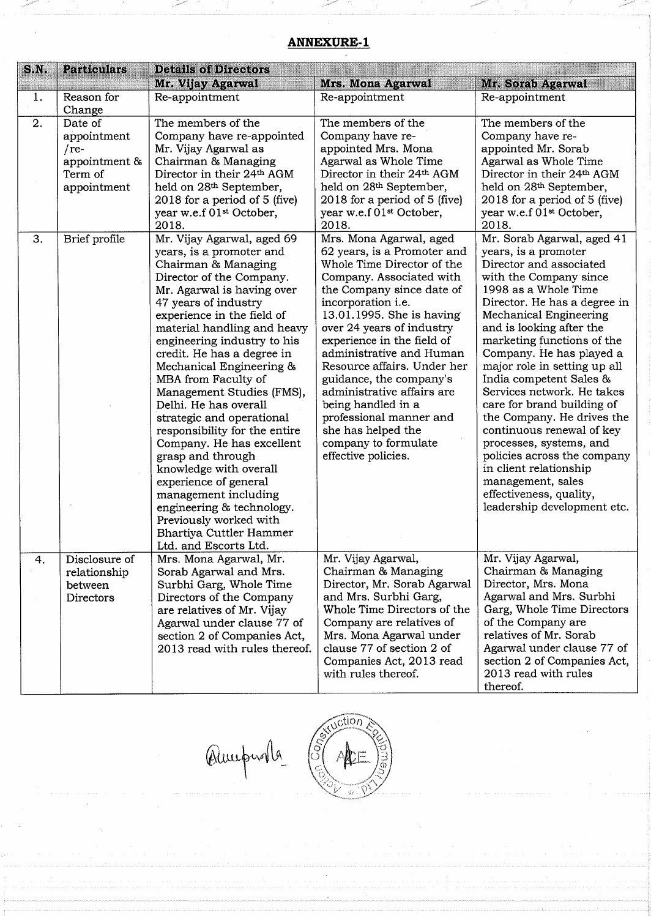## ANNEXURE-1

| S.N. | Particulars | Details of Directors | | |
|---|---|---|---|---|
| | | Mr. Vijay Agarwal | Mrs. Mona Agarwal | Mr. Sorab Agarwal |
| 1. | Reason for Change | Re-appointment | Re-appointment | Re-appointment |
| 2. | Date of appointment /re-appointment & Term of appointment | The members of the Company have re-appointed Mr. Vijay Agarwal as Chairman & Managing Director in their 24th AGM held on 28th September, 2018 for a period of 5 (five) year w.e.f 01st October, 2018. | The members of the Company have re-appointed Mrs. Mona Agarwal as Whole Time Director in their 24th AGM held on 28th September, 2018 for a period of 5 (five) year w.e.f 01st October, 2018. | The members of the Company have re-appointed Mr. Sorab Agarwal as Whole Time Director in their 24th AGM held on 28th September, 2018 for a period of 5 (five) year w.e.f 01st October, 2018. |
| 3. | Brief profile | Mr. Vijay Agarwal, aged 69 years, is a promoter and Chairman & Managing Director of the Company. Mr. Agarwal is having over 47 years of industry experience in the field of material handling and heavy engineering industry to his credit. He has a degree in Mechanical Engineering & MBA from Faculty of Management Studies (FMS), Delhi. He has overall strategic and operational responsibility for the entire Company. He has excellent grasp and through knowledge with overall experience of general management including engineering & technology. Previously worked with Bhartiya Cuttler Hammer Ltd. and Escorts Ltd. | Mrs. Mona Agarwal, aged 62 years, is a Promoter and Whole Time Director of the Company. Associated with the Company since date of incorporation i.e. 13.01.1995. She is having over 24 years of industry experience in the field of administrative and Human Resource affairs. Under her guidance, the company's administrative affairs are being handled in a professional manner and she has helped the company to formulate effective policies. | Mr. Sorab Agarwal, aged 41 years, is a promoter Director and associated with the Company since 1998 as a Whole Time Director. He has a degree in Mechanical Engineering and is looking after the marketing functions of the Company. He has played a major role in setting up all India competent Sales & Services network. He takes care for brand building of the Company. He drives the continuous renewal of key processes, systems, and policies across the company in client relationship management, sales effectiveness, quality, leadership development etc. |
| 4. | Disclosure of relationship between Directors | Mrs. Mona Agarwal, Mr. Sorab Agarwal and Mrs. Surbhi Garg, Whole Time Directors of the Company are relatives of Mr. Vijay Agarwal under clause 77 of section 2 of Companies Act, 2013 read with rules thereof. | Mr. Vijay Agarwal, Chairman & Managing Director, Mr. Sorab Agarwal and Mrs. Surbhi Garg, Whole Time Directors of the Company are relatives of Mrs. Mona Agarwal under clause 77 of section 2 of Companies Act, 2013 read with rules thereof. | Mr. Vijay Agarwal, Chairman & Managing Director, Mrs. Mona Agarwal and Mrs. Surbhi Garg, Whole Time Directors of the Company are relatives of Mr. Sorab Agarwal under clause 77 of section 2 of Companies Act, 2013 read with rules thereof. |